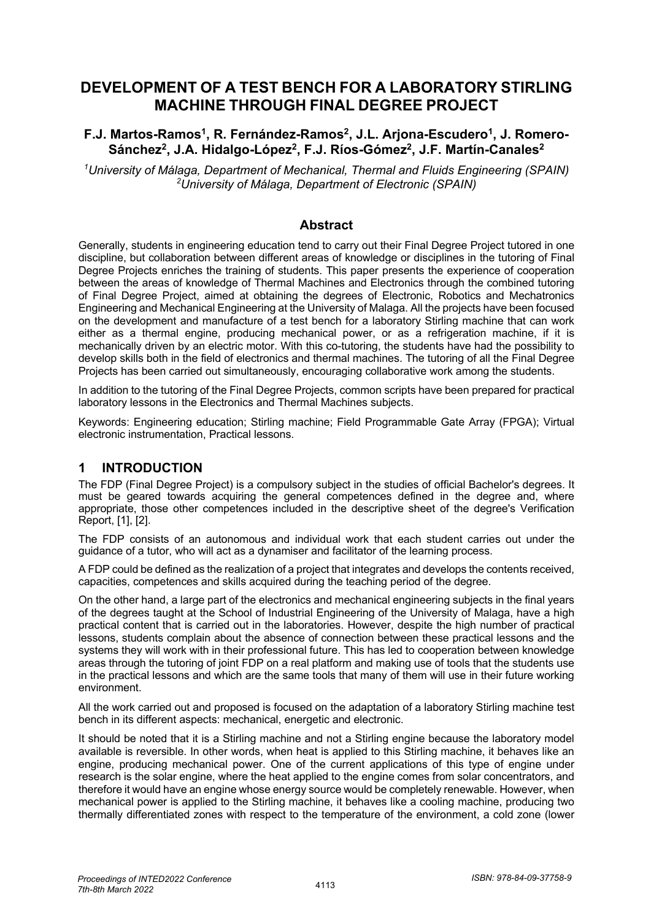# DEVELOPMENT OF A TEST BENCH FOR A LABORATORY STIRLING MACHINE THROUGH FINAL DEGREE PROJECT

**F.J. Martos-Ramos[1], R. Fernández-Ramos[2], J.L. Arjona-Escudero[1], J. Romero-Sánchez[2], J.A. Hidalgo-López[2], F.J. Ríos-Gómez[2], J.F. Martín-Canales[2]**

*[1]University of Málaga, Department of Mechanical, Thermal and Fluids Engineering (SPAIN)*
*[2]University of Málaga, Department of Electronic (SPAIN)*

## Abstract

Generally, students in engineering education tend to carry out their Final Degree Project tutored in one discipline, but collaboration between different areas of knowledge or disciplines in the tutoring of Final Degree Projects enriches the training of students. This paper presents the experience of cooperation between the areas of knowledge of Thermal Machines and Electronics through the combined tutoring of Final Degree Project, aimed at obtaining the degrees of Electronic, Robotics and Mechatronics Engineering and Mechanical Engineering at the University of Malaga. All the projects have been focused on the development and manufacture of a test bench for a laboratory Stirling machine that can work either as a thermal engine, producing mechanical power, or as a refrigeration machine, if it is mechanically driven by an electric motor. With this co-tutoring, the students have had the possibility to develop skills both in the field of electronics and thermal machines. The tutoring of all the Final Degree Projects has been carried out simultaneously, encouraging collaborative work among the students.

In addition to the tutoring of the Final Degree Projects, common scripts have been prepared for practical laboratory lessons in the Electronics and Thermal Machines subjects.

Keywords: Engineering education; Stirling machine; Field Programmable Gate Array (FPGA); Virtual electronic instrumentation, Practical lessons.

## 1 INTRODUCTION

The FDP (Final Degree Project) is a compulsory subject in the studies of official Bachelor's degrees. It must be geared towards acquiring the general competences defined in the degree and, where appropriate, those other competences included in the descriptive sheet of the degree's Verification Report, [1], [2].

The FDP consists of an autonomous and individual work that each student carries out under the guidance of a tutor, who will act as a dynamiser and facilitator of the learning process.

A FDP could be defined as the realization of a project that integrates and develops the contents received, capacities, competences and skills acquired during the teaching period of the degree.

On the other hand, a large part of the electronics and mechanical engineering subjects in the final years of the degrees taught at the School of Industrial Engineering of the University of Malaga, have a high practical content that is carried out in the laboratories. However, despite the high number of practical lessons, students complain about the absence of connection between these practical lessons and the systems they will work with in their professional future. This has led to cooperation between knowledge areas through the tutoring of joint FDP on a real platform and making use of tools that the students use in the practical lessons and which are the same tools that many of them will use in their future working environment.

All the work carried out and proposed is focused on the adaptation of a laboratory Stirling machine test bench in its different aspects: mechanical, energetic and electronic.

It should be noted that it is a Stirling machine and not a Stirling engine because the laboratory model available is reversible. In other words, when heat is applied to this Stirling machine, it behaves like an engine, producing mechanical power. One of the current applications of this type of engine under research is the solar engine, where the heat applied to the engine comes from solar concentrators, and therefore it would have an engine whose energy source would be completely renewable. However, when mechanical power is applied to the Stirling machine, it behaves like a cooling machine, producing two thermally differentiated zones with respect to the temperature of the environment, a cold zone (lower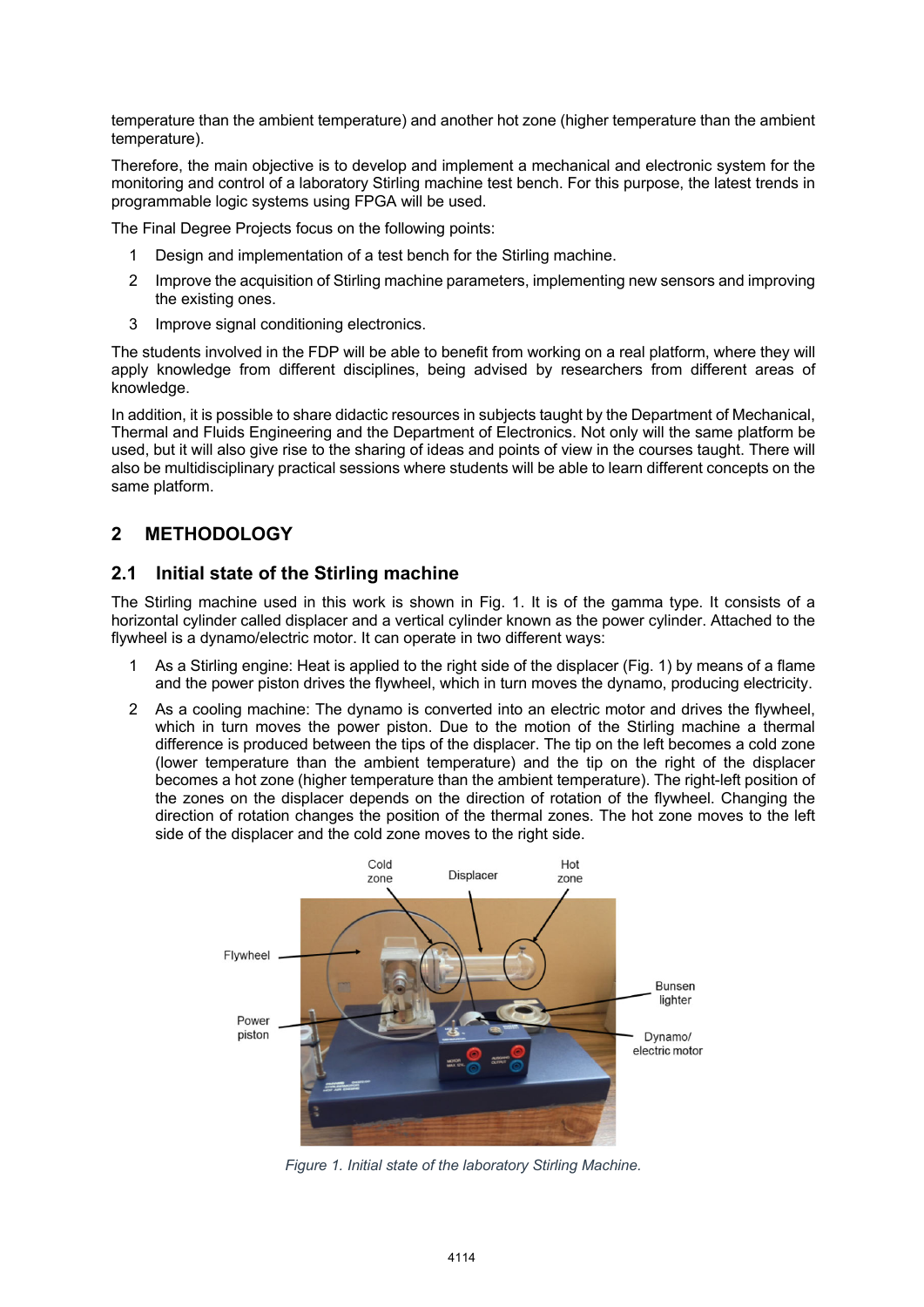temperature than the ambient temperature) and another hot zone (higher temperature than the ambient temperature).

Therefore, the main objective is to develop and implement a mechanical and electronic system for the monitoring and control of a laboratory Stirling machine test bench. For this purpose, the latest trends in programmable logic systems using FPGA will be used.

The Final Degree Projects focus on the following points:

1. Design and implementation of a test bench for the Stirling machine.
2. Improve the acquisition of Stirling machine parameters, implementing new sensors and improving the existing ones.
3. Improve signal conditioning electronics.

The students involved in the FDP will be able to benefit from working on a real platform, where they will apply knowledge from different disciplines, being advised by researchers from different areas of knowledge.

In addition, it is possible to share didactic resources in subjects taught by the Department of Mechanical, Thermal and Fluids Engineering and the Department of Electronics. Not only will the same platform be used, but it will also give rise to the sharing of ideas and points of view in the courses taught. There will also be multidisciplinary practical sessions where students will be able to learn different concepts on the same platform.

## 2 METHODOLOGY

### 2.1 Initial state of the Stirling machine

The Stirling machine used in this work is shown in Fig. 1. It is of the gamma type. It consists of a horizontal cylinder called displacer and a vertical cylinder known as the power cylinder. Attached to the flywheel is a dynamo/electric motor. It can operate in two different ways:

1. As a Stirling engine: Heat is applied to the right side of the displacer (Fig. 1) by means of a flame and the power piston drives the flywheel, which in turn moves the dynamo, producing electricity.
2. As a cooling machine: The dynamo is converted into an electric motor and drives the flywheel, which in turn moves the power piston. Due to the motion of the Stirling machine a thermal difference is produced between the tips of the displacer. The tip on the left becomes a cold zone (lower temperature than the ambient temperature) and the tip on the right of the displacer becomes a hot zone (higher temperature than the ambient temperature). The right-left position of the zones on the displacer depends on the direction of rotation of the flywheel. Changing the direction of rotation changes the position of the thermal zones. The hot zone moves to the left side of the displacer and the cold zone moves to the right side.

*Figure 1. Initial state of the laboratory Stirling Machine.*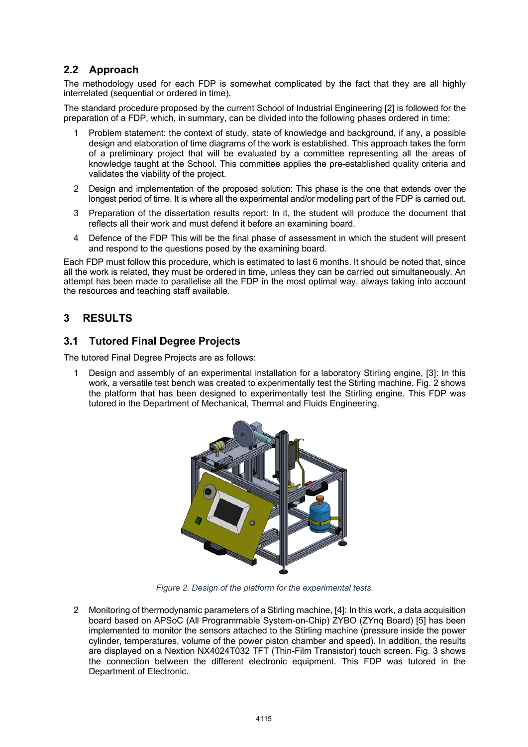## 2.2 Approach

The methodology used for each FDP is somewhat complicated by the fact that they are all highly interrelated (sequential or ordered in time).

The standard procedure proposed by the current School of Industrial Engineering [2] is followed for the preparation of a FDP, which, in summary, can be divided into the following phases ordered in time:

1. Problem statement: the context of study, state of knowledge and background, if any, a possible design and elaboration of time diagrams of the work is established. This approach takes the form of a preliminary project that will be evaluated by a committee representing all the areas of knowledge taught at the School. This committee applies the pre-established quality criteria and validates the viability of the project.
2. Design and implementation of the proposed solution: This phase is the one that extends over the longest period of time. It is where all the experimental and/or modelling part of the FDP is carried out.
3. Preparation of the dissertation results report: In it, the student will produce the document that reflects all their work and must defend it before an examining board.
4. Defence of the FDP This will be the final phase of assessment in which the student will present and respond to the questions posed by the examining board.

Each FDP must follow this procedure, which is estimated to last 6 months. It should be noted that, since all the work is related, they must be ordered in time, unless they can be carried out simultaneously. An attempt has been made to parallelise all the FDP in the most optimal way, always taking into account the resources and teaching staff available.

# 3 RESULTS

## 3.1 Tutored Final Degree Projects

The tutored Final Degree Projects are as follows:

1. Design and assembly of an experimental installation for a laboratory Stirling engine, [3]: In this work, a versatile test bench was created to experimentally test the Stirling machine. Fig. 2 shows the platform that has been designed to experimentally test the Stirling engine. This FDP was tutored in the Department of Mechanical, Thermal and Fluids Engineering.

*Figure 2. Design of the platform for the experimental tests.*

2. Monitoring of thermodynamic parameters of a Stirling machine, [4]: In this work, a data acquisition board based on APSoC (All Programmable System-on-Chip) ZYBO (ZYnq Board) [5] has been implemented to monitor the sensors attached to the Stirling machine (pressure inside the power cylinder, temperatures, volume of the power piston chamber and speed). In addition, the results are displayed on a Nextion NX4024T032 TFT (Thin-Film Transistor) touch screen. Fig. 3 shows the connection between the different electronic equipment. This FDP was tutored in the Department of Electronic.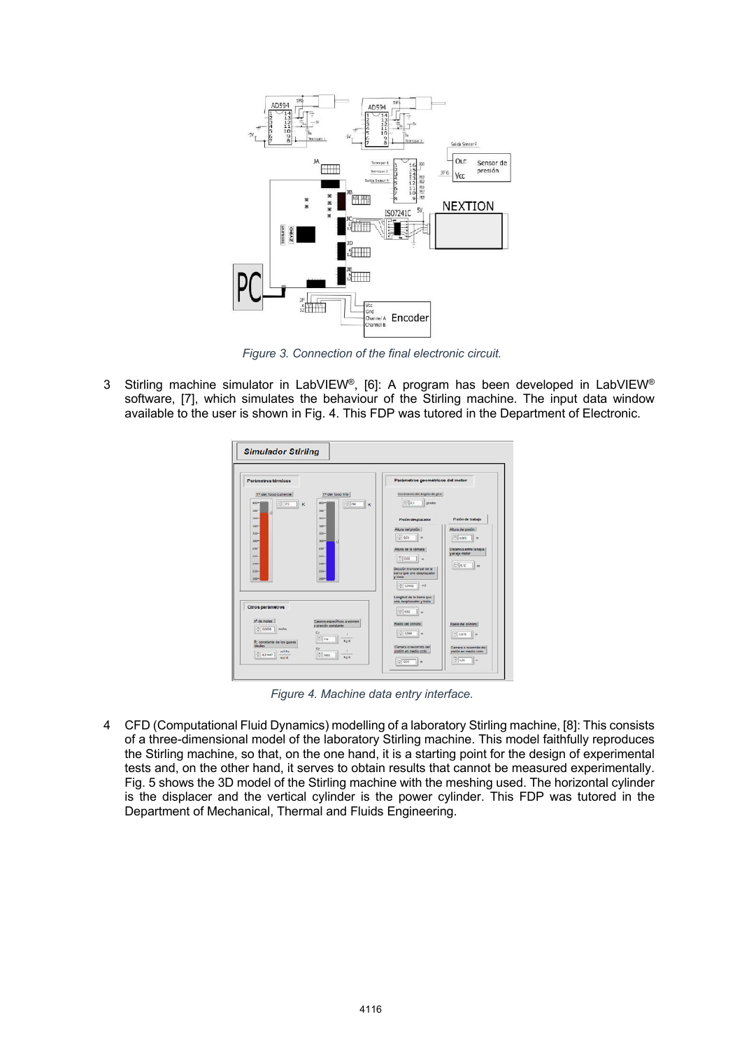Figure 3. Connection of the final electronic circuit.

3 Stirling machine simulator in LabVIEW®, [6]: A program has been developed in LabVIEW® software, [7], which simulates the behaviour of the Stirling machine. The input data window available to the user is shown in Fig. 4. This FDP was tutored in the Department of Electronic.

Figure 4. Machine data entry interface.

4 CFD (Computational Fluid Dynamics) modelling of a laboratory Stirling machine, [8]: This consists of a three-dimensional model of the laboratory Stirling machine. This model faithfully reproduces the Stirling machine, so that, on the one hand, it is a starting point for the design of experimental tests and, on the other hand, it serves to obtain results that cannot be measured experimentally. Fig. 5 shows the 3D model of the Stirling machine with the meshing used. The horizontal cylinder is the displacer and the vertical cylinder is the power cylinder. This FDP was tutored in the Department of Mechanical, Thermal and Fluids Engineering.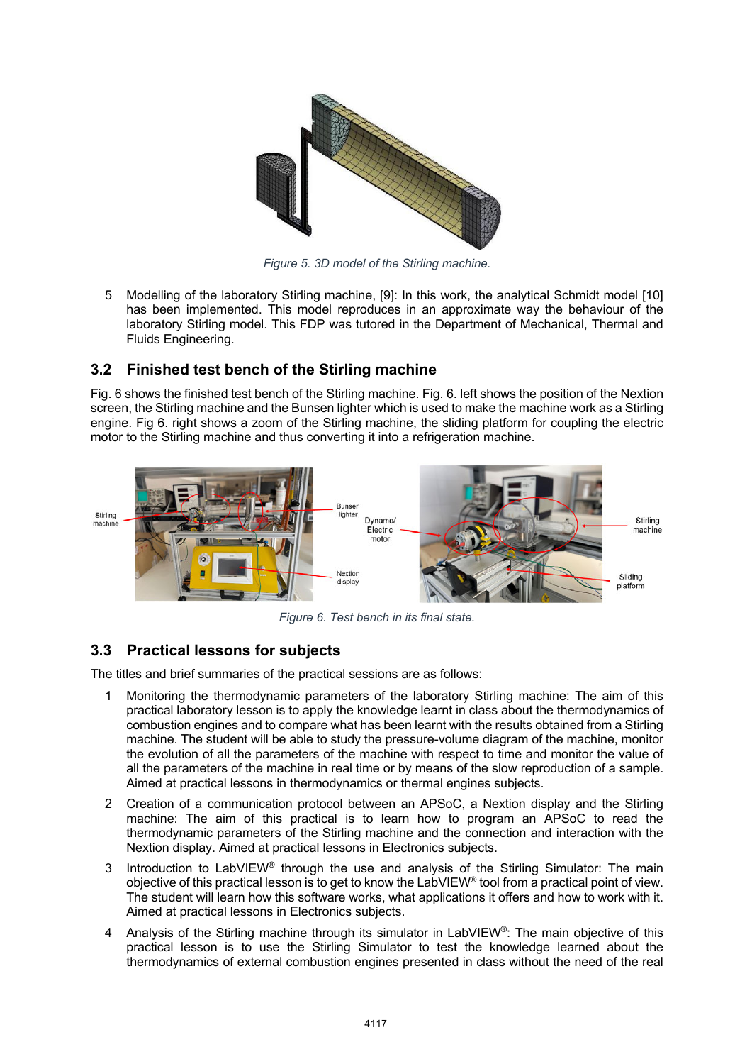*Figure 5. 3D model of the Stirling machine.*

5 Modelling of the laboratory Stirling machine, [9]: In this work, the analytical Schmidt model [10] has been implemented. This model reproduces in an approximate way the behaviour of the laboratory Stirling model. This FDP was tutored in the Department of Mechanical, Thermal and Fluids Engineering.

## 3.2 Finished test bench of the Stirling machine

Fig. 6 shows the finished test bench of the Stirling machine. Fig. 6. left shows the position of the Nextion screen, the Stirling machine and the Bunsen lighter which is used to make the machine work as a Stirling engine. Fig 6. right shows a zoom of the Stirling machine, the sliding platform for coupling the electric motor to the Stirling machine and thus converting it into a refrigeration machine.

*Figure 6. Test bench in its final state.*

## 3.3 Practical lessons for subjects

The titles and brief summaries of the practical sessions are as follows:

1 Monitoring the thermodynamic parameters of the laboratory Stirling machine: The aim of this practical laboratory lesson is to apply the knowledge learnt in class about the thermodynamics of combustion engines and to compare what has been learnt with the results obtained from a Stirling machine. The student will be able to study the pressure-volume diagram of the machine, monitor the evolution of all the parameters of the machine with respect to time and monitor the value of all the parameters of the machine in real time or by means of the slow reproduction of a sample. Aimed at practical lessons in thermodynamics or thermal engines subjects.

2 Creation of a communication protocol between an APSoC, a Nextion display and the Stirling machine: The aim of this practical is to learn how to program an APSoC to read the thermodynamic parameters of the Stirling machine and the connection and interaction with the Nextion display. Aimed at practical lessons in Electronics subjects.

3 Introduction to LabVIEW® through the use and analysis of the Stirling Simulator: The main objective of this practical lesson is to get to know the LabVIEW® tool from a practical point of view. The student will learn how this software works, what applications it offers and how to work with it. Aimed at practical lessons in Electronics subjects.

4 Analysis of the Stirling machine through its simulator in LabVIEW®: The main objective of this practical lesson is to use the Stirling Simulator to test the knowledge learned about the thermodynamics of external combustion engines presented in class without the need of the real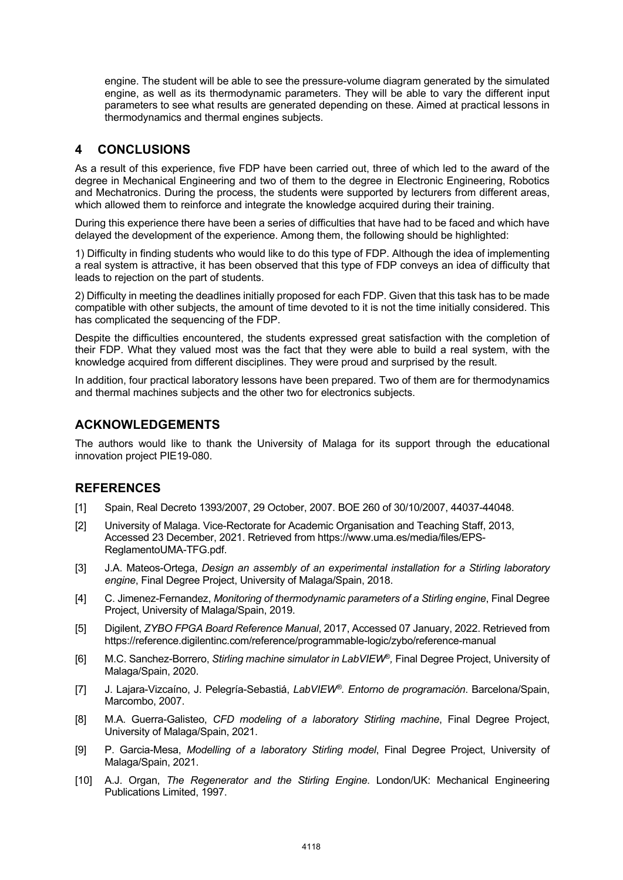engine. The student will be able to see the pressure-volume diagram generated by the simulated engine, as well as its thermodynamic parameters. They will be able to vary the different input parameters to see what results are generated depending on these. Aimed at practical lessons in thermodynamics and thermal engines subjects.

## 4 CONCLUSIONS

As a result of this experience, five FDP have been carried out, three of which led to the award of the degree in Mechanical Engineering and two of them to the degree in Electronic Engineering, Robotics and Mechatronics. During the process, the students were supported by lecturers from different areas, which allowed them to reinforce and integrate the knowledge acquired during their training.

During this experience there have been a series of difficulties that have had to be faced and which have delayed the development of the experience. Among them, the following should be highlighted:

1) Difficulty in finding students who would like to do this type of FDP. Although the idea of implementing a real system is attractive, it has been observed that this type of FDP conveys an idea of difficulty that leads to rejection on the part of students.

2) Difficulty in meeting the deadlines initially proposed for each FDP. Given that this task has to be made compatible with other subjects, the amount of time devoted to it is not the time initially considered. This has complicated the sequencing of the FDP.

Despite the difficulties encountered, the students expressed great satisfaction with the completion of their FDP. What they valued most was the fact that they were able to build a real system, with the knowledge acquired from different disciplines. They were proud and surprised by the result.

In addition, four practical laboratory lessons have been prepared. Two of them are for thermodynamics and thermal machines subjects and the other two for electronics subjects.

## ACKNOWLEDGEMENTS

The authors would like to thank the University of Malaga for its support through the educational innovation project PIE19-080.

## REFERENCES

[1] Spain, Real Decreto 1393/2007, 29 October, 2007. BOE 260 of 30/10/2007, 44037-44048.

[2] University of Malaga. Vice-Rectorate for Academic Organisation and Teaching Staff, 2013, Accessed 23 December, 2021. Retrieved from https://www.uma.es/media/files/EPS-ReglamentoUMA-TFG.pdf.

[3] J.A. Mateos-Ortega, *Design an assembly of an experimental installation for a Stirling laboratory engine*, Final Degree Project, University of Malaga/Spain, 2018.

[4] C. Jimenez-Fernandez, *Monitoring of thermodynamic parameters of a Stirling engine*, Final Degree Project, University of Malaga/Spain, 2019.

[5] Digilent, *ZYBO FPGA Board Reference Manual*, 2017, Accessed 07 January, 2022. Retrieved from https://reference.digilentinc.com/reference/programmable-logic/zybo/reference-manual

[6] M.C. Sanchez-Borrero, *Stirling machine simulator in LabVIEW®*, Final Degree Project, University of Malaga/Spain, 2020.

[7] J. Lajara-Vizcaíno, J. Pelegría-Sebastiá, *LabVIEW®. Entorno de programación*. Barcelona/Spain, Marcombo, 2007.

[8] M.A. Guerra-Galisteo, *CFD modeling of a laboratory Stirling machine*, Final Degree Project, University of Malaga/Spain, 2021.

[9] P. Garcia-Mesa, *Modelling of a laboratory Stirling model*, Final Degree Project, University of Malaga/Spain, 2021.

[10] A.J. Organ, *The Regenerator and the Stirling Engine*. London/UK: Mechanical Engineering Publications Limited, 1997.